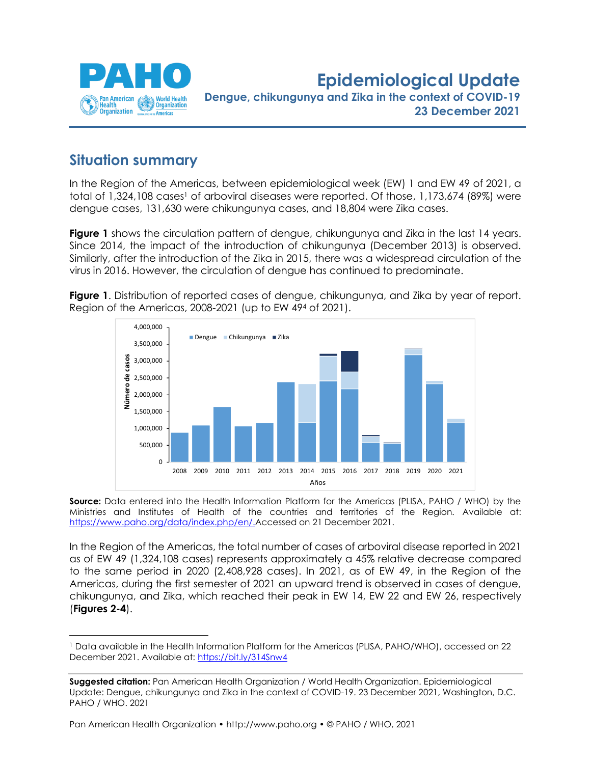# Epidemiological Update

## Dengue, chikungunya and Zika in the context of COVID-19

**23 December 2021**

## Situation summary

In the Region of the Americas, between epidemiological week (EW) 1 and EW 49 of 2021, a total of 1,324,108 cases[1] of arboviral diseases were reported. Of those, 1,173,674 (89%) were dengue cases, 131,630 were chikungunya cases, and 18,804 were Zika cases.

**Figure 1** shows the circulation pattern of dengue, chikungunya and Zika in the last 14 years. Since 2014, the impact of the introduction of chikungunya (December 2013) is observed. Similarly, after the introduction of the Zika in 2015, there was a widespread circulation of the virus in 2016. However, the circulation of dengue has continued to predominate.

**Figure 1**. Distribution of reported cases of dengue, chikungunya, and Zika by year of report. Region of the Americas, 2008-2021 (up to EW 49[4] of 2021).

**Source:** Data entered into the Health Information Platform for the Americas (PLISA, PAHO / WHO) by the Ministries and Institutes of Health of the countries and territories of the Region. Available at: https://www.paho.org/data/index.php/en/.Accessed on 21 December 2021.

In the Region of the Americas, the total number of cases of arboviral disease reported in 2021 as of EW 49 (1,324,108 cases) represents approximately a 45% relative decrease compared to the same period in 2020 (2,408,928 cases). In 2021, as of EW 49, in the Region of the Americas, during the first semester of 2021 an upward trend is observed in cases of dengue, chikungunya, and Zika, which reached their peak in EW 14, EW 22 and EW 26, respectively (**Figures 2-4**).

---

[1] Data available in the Health Information Platform for the Americas (PLISA, PAHO/WHO), accessed on 22 December 2021. Available at: https://bit.ly/314Snw4

**Suggested citation:** Pan American Health Organization / World Health Organization. Epidemiological Update: Dengue, chikungunya and Zika in the context of COVID-19. 23 December 2021, Washington, D.C. PAHO / WHO. 2021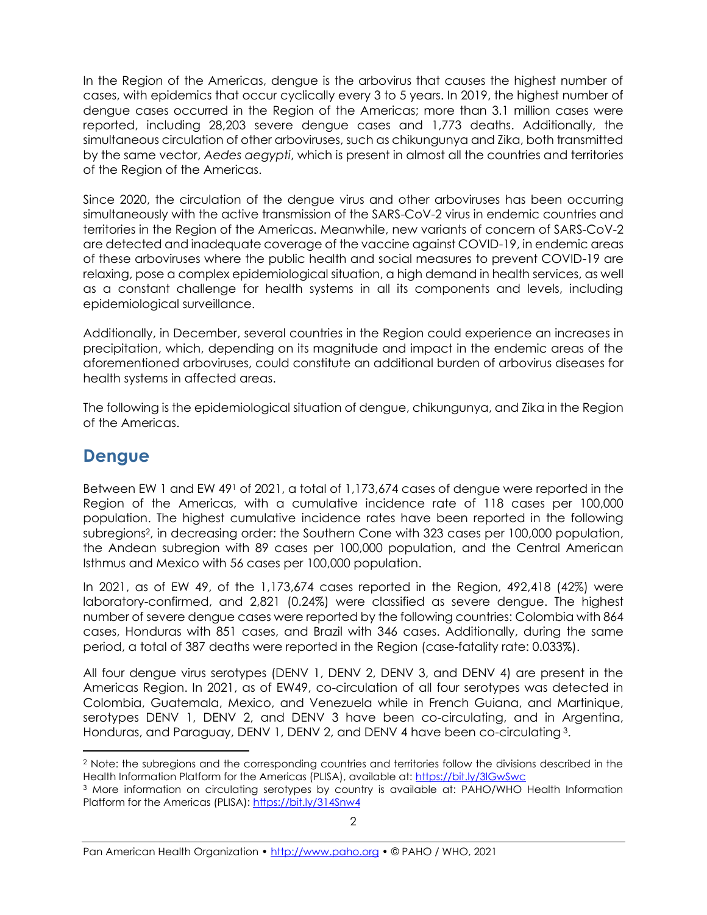In the Region of the Americas, dengue is the arbovirus that causes the highest number of cases, with epidemics that occur cyclically every 3 to 5 years. In 2019, the highest number of dengue cases occurred in the Region of the Americas; more than 3.1 million cases were reported, including 28,203 severe dengue cases and 1,773 deaths. Additionally, the simultaneous circulation of other arboviruses, such as chikungunya and Zika, both transmitted by the same vector, *Aedes aegypti*, which is present in almost all the countries and territories of the Region of the Americas.

Since 2020, the circulation of the dengue virus and other arboviruses has been occurring simultaneously with the active transmission of the SARS-CoV-2 virus in endemic countries and territories in the Region of the Americas. Meanwhile, new variants of concern of SARS-CoV-2 are detected and inadequate coverage of the vaccine against COVID-19, in endemic areas of these arboviruses where the public health and social measures to prevent COVID-19 are relaxing, pose a complex epidemiological situation, a high demand in health services, as well as a constant challenge for health systems in all its components and levels, including epidemiological surveillance.

Additionally, in December, several countries in the Region could experience an increases in precipitation, which, depending on its magnitude and impact in the endemic areas of the aforementioned arboviruses, could constitute an additional burden of arbovirus diseases for health systems in affected areas.

The following is the epidemiological situation of dengue, chikungunya, and Zika in the Region of the Americas.

## Dengue

Between EW 1 and EW 49[1] of 2021, a total of 1,173,674 cases of dengue were reported in the Region of the Americas, with a cumulative incidence rate of 118 cases per 100,000 population. The highest cumulative incidence rates have been reported in the following subregions[2], in decreasing order: the Southern Cone with 323 cases per 100,000 population, the Andean subregion with 89 cases per 100,000 population, and the Central American Isthmus and Mexico with 56 cases per 100,000 population.

In 2021, as of EW 49, of the 1,173,674 cases reported in the Region, 492,418 (42%) were laboratory-confirmed, and 2,821 (0.24%) were classified as severe dengue. The highest number of severe dengue cases were reported by the following countries: Colombia with 864 cases, Honduras with 851 cases, and Brazil with 346 cases. Additionally, during the same period, a total of 387 deaths were reported in the Region (case-fatality rate: 0.033%).

All four dengue virus serotypes (DENV 1, DENV 2, DENV 3, and DENV 4) are present in the Americas Region. In 2021, as of EW49, co-circulation of all four serotypes was detected in Colombia, Guatemala, Mexico, and Venezuela while in French Guiana, and Martinique, serotypes DENV 1, DENV 2, and DENV 3 have been co-circulating, and in Argentina, Honduras, and Paraguay, DENV 1, DENV 2, and DENV 4 have been co-circulating[3].

---

[2] Note: the subregions and the corresponding countries and territories follow the divisions described in the Health Information Platform for the Americas (PLISA), available at: https://bit.ly/3lGwSwc

[3] More information on circulating serotypes by country is available at: PAHO/WHO Health Information Platform for the Americas (PLISA): https://bit.ly/314Snw4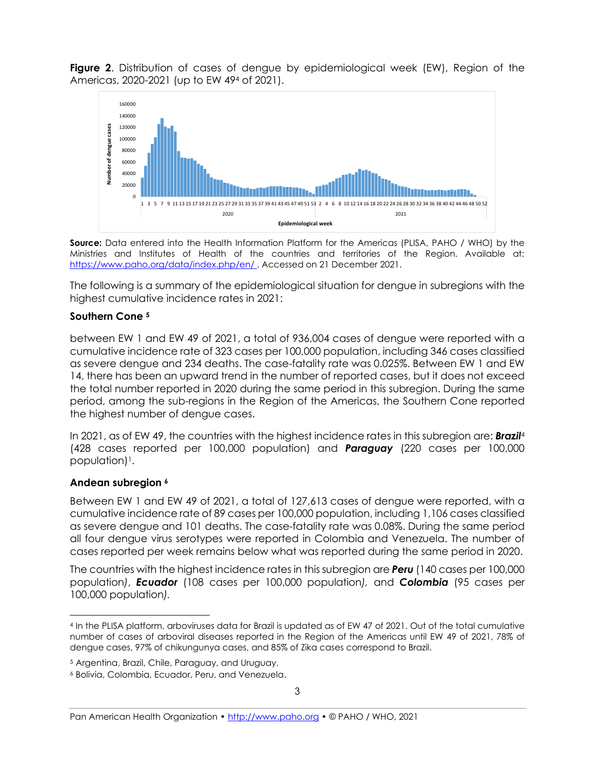**Figure 2**. Distribution of cases of dengue by epidemiological week (EW), Region of the Americas, 2020-2021 (up to EW 49[4] of 2021).

**Source:** Data entered into the Health Information Platform for the Americas (PLISA, PAHO / WHO) by the Ministries and Institutes of Health of the countries and territories of the Region. Available at: https://www.paho.org/data/index.php/en/ . Accessed on 21 December 2021.

The following is a summary of the epidemiological situation for dengue in subregions with the highest cumulative incidence rates in 2021:

**Southern Cone [5]**

between EW 1 and EW 49 of 2021, a total of 936,004 cases of dengue were reported with a cumulative incidence rate of 323 cases per 100,000 population, including 346 cases classified as severe dengue and 234 deaths. The case-fatality rate was 0.025%. Between EW 1 and EW 14, there has been an upward trend in the number of reported cases, but it does not exceed the total number reported in 2020 during the same period in this subregion. During the same period, among the sub-regions in the Region of the Americas, the Southern Cone reported the highest number of dengue cases.

In 2021, as of EW 49, the countries with the highest incidence rates in this subregion are: ***Brazil***[4] (428 cases reported per 100,000 population) and ***Paraguay*** (220 cases per 100,000 population)[1].

**Andean subregion [6]**

Between EW 1 and EW 49 of 2021, a total of 127,613 cases of dengue were reported, with a cumulative incidence rate of 89 cases per 100,000 population, including 1,106 cases classified as severe dengue and 101 deaths. The case-fatality rate was 0.08%. During the same period all four dengue virus serotypes were reported in Colombia and Venezuela. The number of cases reported per week remains below what was reported during the same period in 2020.

The countries with the highest incidence rates in this subregion are ***Peru*** (140 cases per 100,000 population*)*, ***Ecuador*** (108 cases per 100,000 population*)*, and ***Colombia*** (95 cases per 100,000 population*)*.

---

[4] In the PLISA platform, arboviruses data for Brazil is updated as of EW 47 of 2021. Out of the total cumulative number of cases of arboviral diseases reported in the Region of the Americas until EW 49 of 2021, 78% of dengue cases, 97% of chikungunya cases, and 85% of Zika cases correspond to Brazil.

[5] Argentina, Brazil, Chile, Paraguay, and Uruguay.

[6] Bolivia, Colombia, Ecuador, Peru, and Venezuela.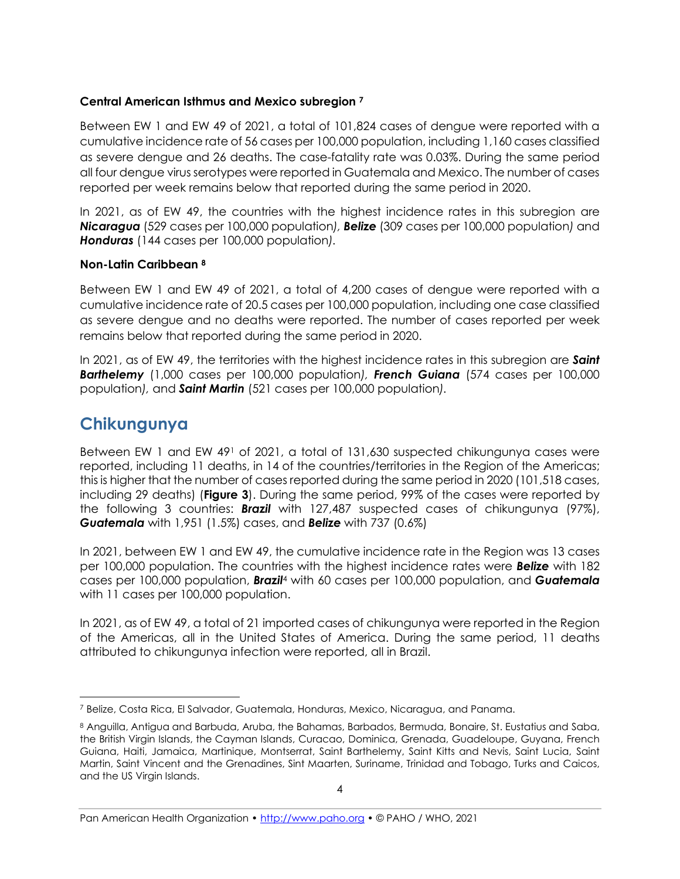**Central American Isthmus and Mexico subregion [7]**

Between EW 1 and EW 49 of 2021, a total of 101,824 cases of dengue were reported with a cumulative incidence rate of 56 cases per 100,000 population, including 1,160 cases classified as severe dengue and 26 deaths. The case-fatality rate was 0.03%. During the same period all four dengue virus serotypes were reported in Guatemala and Mexico. The number of cases reported per week remains below that reported during the same period in 2020.

In 2021, as of EW 49, the countries with the highest incidence rates in this subregion are ***Nicaragua*** (529 cases per 100,000 population*)*, ***Belize*** (309 cases per 100,000 population*)* and ***Honduras*** (144 cases per 100,000 population*)*.

**Non-Latin Caribbean [8]**

Between EW 1 and EW 49 of 2021, a total of 4,200 cases of dengue were reported with a cumulative incidence rate of 20.5 cases per 100,000 population, including one case classified as severe dengue and no deaths were reported. The number of cases reported per week remains below that reported during the same period in 2020.

In 2021, as of EW 49, the territories with the highest incidence rates in this subregion are ***Saint Barthelemy*** (1,000 cases per 100,000 population*)*, ***French Guiana*** (574 cases per 100,000 population*)*, and ***Saint Martin*** (521 cases per 100,000 population*)*.

## Chikungunya

Between EW 1 and EW 49[1] of 2021, a total of 131,630 suspected chikungunya cases were reported, including 11 deaths, in 14 of the countries/territories in the Region of the Americas; this is higher that the number of cases reported during the same period in 2020 (101,518 cases, including 29 deaths) (**Figure 3**). During the same period, 99% of the cases were reported by the following 3 countries: ***Brazil*** with 127,487 suspected cases of chikungunya (97%), ***Guatemala*** with 1,951 (1.5%) cases, and ***Belize*** with 737 (0.6%)

In 2021, between EW 1 and EW 49, the cumulative incidence rate in the Region was 13 cases per 100,000 population. The countries with the highest incidence rates were ***Belize*** with 182 cases per 100,000 population, ***Brazil***[4] with 60 cases per 100,000 population, and ***Guatemala*** with 11 cases per 100,000 population.

In 2021, as of EW 49, a total of 21 imported cases of chikungunya were reported in the Region of the Americas, all in the United States of America. During the same period, 11 deaths attributed to chikungunya infection were reported, all in Brazil.

---

[7] Belize, Costa Rica, El Salvador, Guatemala, Honduras, Mexico, Nicaragua, and Panama.

[8] Anguilla, Antigua and Barbuda, Aruba, the Bahamas, Barbados, Bermuda, Bonaire, St. Eustatius and Saba, the British Virgin Islands, the Cayman Islands, Curacao, Dominica, Grenada, Guadeloupe, Guyana, French Guiana, Haiti, Jamaica, Martinique, Montserrat, Saint Barthelemy, Saint Kitts and Nevis, Saint Lucia, Saint Martin, Saint Vincent and the Grenadines, Sint Maarten, Suriname, Trinidad and Tobago, Turks and Caicos, and the US Virgin Islands.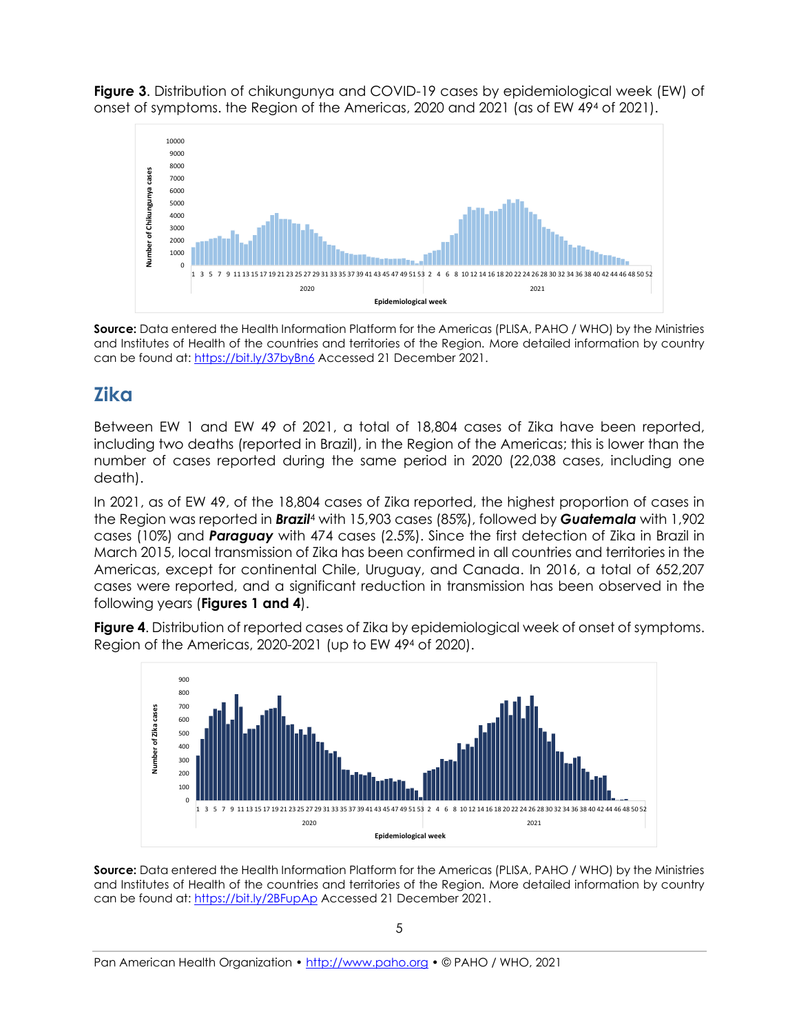**Figure 3**. Distribution of chikungunya and COVID-19 cases by epidemiological week (EW) of onset of symptoms. the Region of the Americas, 2020 and 2021 (as of EW 49[4] of 2021).

**Source:** Data entered the Health Information Platform for the Americas (PLISA, PAHO / WHO) by the Ministries and Institutes of Health of the countries and territories of the Region. More detailed information by country can be found at: https://bit.ly/37byBn6 Accessed 21 December 2021.

## Zika

Between EW 1 and EW 49 of 2021, a total of 18,804 cases of Zika have been reported, including two deaths (reported in Brazil), in the Region of the Americas; this is lower than the number of cases reported during the same period in 2020 (22,038 cases, including one death).

In 2021, as of EW 49, of the 18,804 cases of Zika reported, the highest proportion of cases in the Region was reported in ***Brazil***[4] with 15,903 cases (85%), followed by ***Guatemala*** with 1,902 cases (10%) and ***Paraguay*** with 474 cases (2.5%). Since the first detection of Zika in Brazil in March 2015, local transmission of Zika has been confirmed in all countries and territories in the Americas, except for continental Chile, Uruguay, and Canada. In 2016, a total of 652,207 cases were reported, and a significant reduction in transmission has been observed in the following years (**Figures 1 and 4**).

**Figure 4**. Distribution of reported cases of Zika by epidemiological week of onset of symptoms. Region of the Americas, 2020-2021 (up to EW 49[4] of 2020).

**Source:** Data entered the Health Information Platform for the Americas (PLISA, PAHO / WHO) by the Ministries and Institutes of Health of the countries and territories of the Region. More detailed information by country can be found at: https://bit.ly/2BFupAp Accessed 21 December 2021.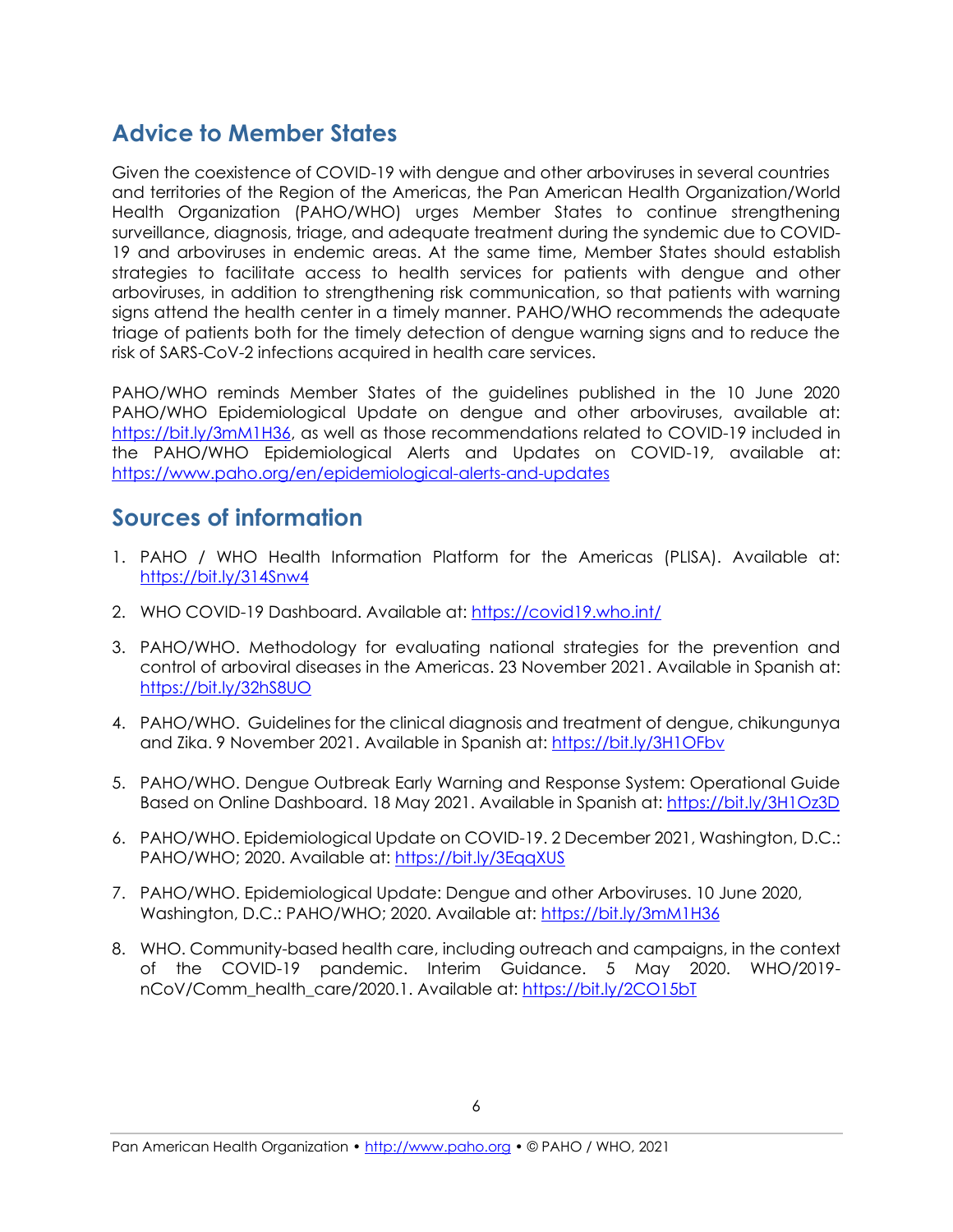## Advice to Member States

Given the coexistence of COVID-19 with dengue and other arboviruses in several countries and territories of the Region of the Americas, the Pan American Health Organization/World Health Organization (PAHO/WHO) urges Member States to continue strengthening surveillance, diagnosis, triage, and adequate treatment during the syndemic due to COVID-19 and arboviruses in endemic areas. At the same time, Member States should establish strategies to facilitate access to health services for patients with dengue and other arboviruses, in addition to strengthening risk communication, so that patients with warning signs attend the health center in a timely manner. PAHO/WHO recommends the adequate triage of patients both for the timely detection of dengue warning signs and to reduce the risk of SARS-CoV-2 infections acquired in health care services.

PAHO/WHO reminds Member States of the guidelines published in the 10 June 2020 PAHO/WHO Epidemiological Update on dengue and other arboviruses, available at: https://bit.ly/3mM1H36, as well as those recommendations related to COVID-19 included in the PAHO/WHO Epidemiological Alerts and Updates on COVID-19, available at: https://www.paho.org/en/epidemiological-alerts-and-updates

## Sources of information

1. PAHO / WHO Health Information Platform for the Americas (PLISA). Available at: https://bit.ly/314Snw4
2. WHO COVID-19 Dashboard. Available at: https://covid19.who.int/
3. PAHO/WHO. Methodology for evaluating national strategies for the prevention and control of arboviral diseases in the Americas. 23 November 2021. Available in Spanish at: https://bit.ly/32hS8UO
4. PAHO/WHO. Guidelines for the clinical diagnosis and treatment of dengue, chikungunya and Zika. 9 November 2021. Available in Spanish at: https://bit.ly/3H1OFbv
5. PAHO/WHO. Dengue Outbreak Early Warning and Response System: Operational Guide Based on Online Dashboard. 18 May 2021. Available in Spanish at: https://bit.ly/3H1Oz3D
6. PAHO/WHO. Epidemiological Update on COVID-19. 2 December 2021, Washington, D.C.: PAHO/WHO; 2020. Available at: https://bit.ly/3EqqXUS
7. PAHO/WHO. Epidemiological Update: Dengue and other Arboviruses. 10 June 2020, Washington, D.C.: PAHO/WHO; 2020. Available at: https://bit.ly/3mM1H36
8. WHO. Community-based health care, including outreach and campaigns, in the context of the COVID-19 pandemic. Interim Guidance. 5 May 2020. WHO/2019-nCoV/Comm_health_care/2020.1. Available at: https://bit.ly/2CO15bT